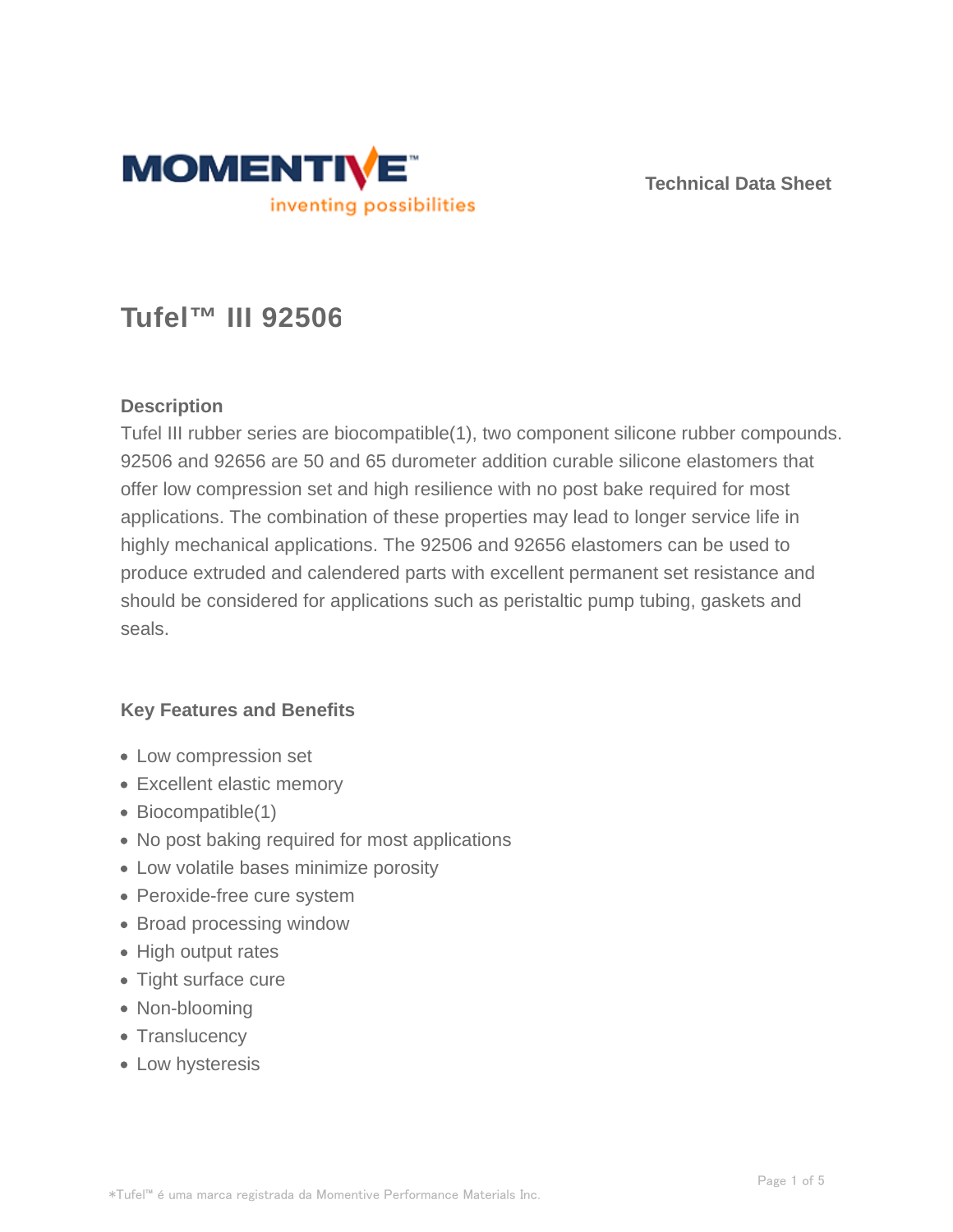Technical Data Sheet

# Tufel™ III 92506

## Description

Tufel III rubber series are biocompatible(1), two component silicone rubber compounds. 92506 and 92656 are 50 and 65 durometer addition curable silicone elastomers that offer low compression set and high resilience with no post bake required for most applications. The combination of these properties may lead to longer service life in highly mechanical applications. The 92506 and 92656 elastomers can be used to produce extruded and calendered parts with excellent permanent set resistance and should be considered for applications such as peristaltic pump tubing, gaskets and seals.

## Key Features and Benefits

- Low compression set
- Excellent elastic memory
- Biocompatible(1)
- No post baking required for most applications
- Low volatile bases minimize porosity
- Peroxide-free cure system
- Broad processing window
- High output rates
- Tight surface cure
- Non-blooming
- Translucency
- Low hysteresis

*Tufel™ é uma marca registrada da Momentive Performance Materials Inc.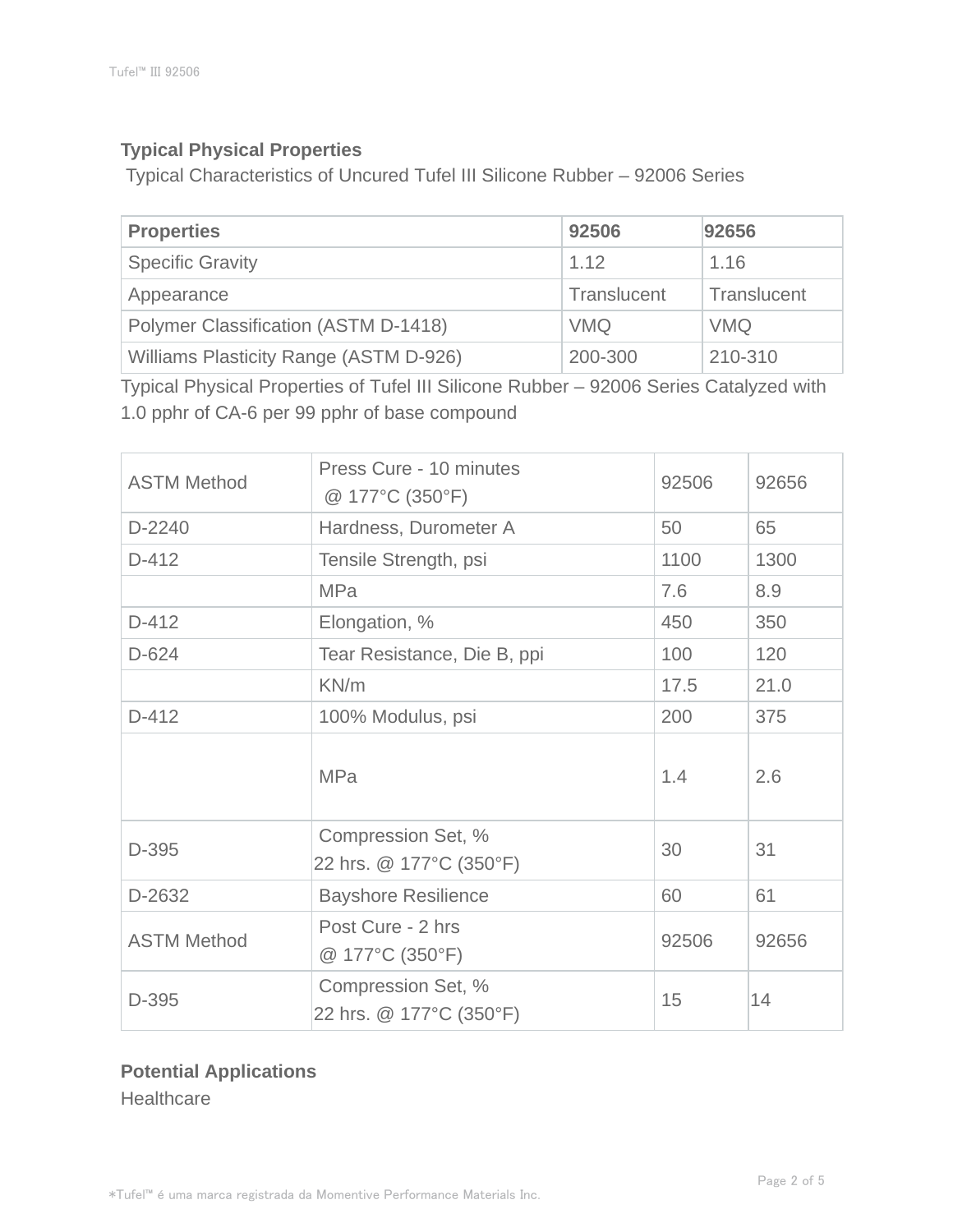## Typical Physical Properties

Typical Characteristics of Uncured Tufel III Silicone Rubber – 92006 Series

| Properties | 92506 | 92656 |
| --- | --- | --- |
| Specific Gravity | 1.12 | 1.16 |
| Appearance | Translucent | Translucent |
| Polymer Classification (ASTM D-1418) | VMQ | VMQ |
| Williams Plasticity Range (ASTM D-926) | 200-300 | 210-310 |

Typical Physical Properties of Tufel III Silicone Rubber – 92006 Series Catalyzed with 1.0 pphr of CA-6 per 99 pphr of base compound

| ASTM Method | Press Cure - 10 minutes @ 177°C (350°F) | 92506 | 92656 |
| --- | --- | --- | --- |
| D-2240 | Hardness, Durometer A | 50 | 65 |
| D-412 | Tensile Strength, psi | 1100 | 1300 |
| | MPa | 7.6 | 8.9 |
| D-412 | Elongation, % | 450 | 350 |
| D-624 | Tear Resistance, Die B, ppi | 100 | 120 |
| | KN/m | 17.5 | 21.0 |
| D-412 | 100% Modulus, psi | 200 | 375 |
| | MPa | 1.4 | 2.6 |
| D-395 | Compression Set, % 22 hrs. @ 177°C (350°F) | 30 | 31 |
| D-2632 | Bayshore Resilience | 60 | 61 |
| ASTM Method | Post Cure - 2 hrs @ 177°C (350°F) | 92506 | 92656 |
| D-395 | Compression Set, % 22 hrs. @ 177°C (350°F) | 15 | 14 |

## Potential Applications

Healthcare

*Tufel™ é uma marca registrada da Momentive Performance Materials Inc.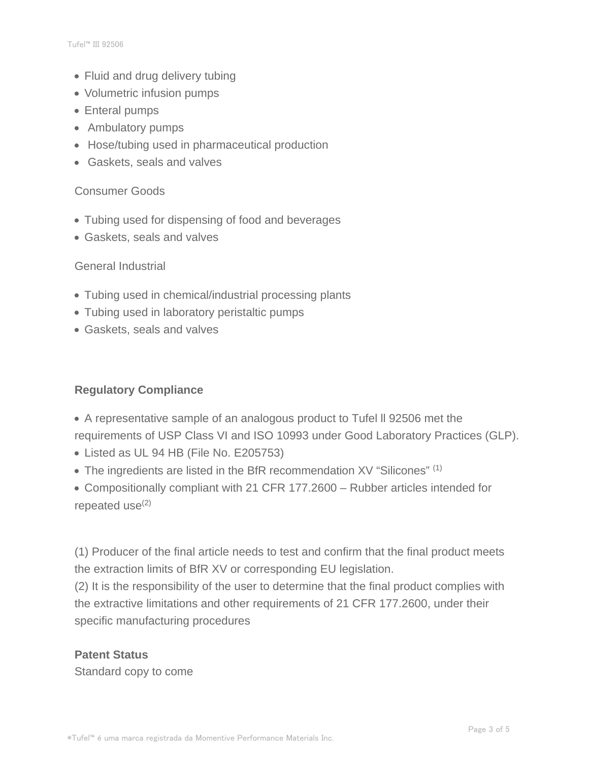- Fluid and drug delivery tubing
- Volumetric infusion pumps
- Enteral pumps
- Ambulatory pumps
- Hose/tubing used in pharmaceutical production
- Gaskets, seals and valves

Consumer Goods

- Tubing used for dispensing of food and beverages
- Gaskets, seals and valves

General Industrial

- Tubing used in chemical/industrial processing plants
- Tubing used in laboratory peristaltic pumps
- Gaskets, seals and valves

**Regulatory Compliance**

- A representative sample of an analogous product to Tufel ll 92506 met the requirements of USP Class VI and ISO 10993 under Good Laboratory Practices (GLP).
- Listed as UL 94 HB (File No. E205753)
- The ingredients are listed in the BfR recommendation XV "Silicones" (1)
- Compositionally compliant with 21 CFR 177.2600 – Rubber articles intended for repeated use(2)

(1) Producer of the final article needs to test and confirm that the final product meets the extraction limits of BfR XV or corresponding EU legislation.
(2) It is the responsibility of the user to determine that the final product complies with the extractive limitations and other requirements of 21 CFR 177.2600, under their specific manufacturing procedures

**Patent Status**
Standard copy to come

*Tufel™ é uma marca registrada da Momentive Performance Materials Inc.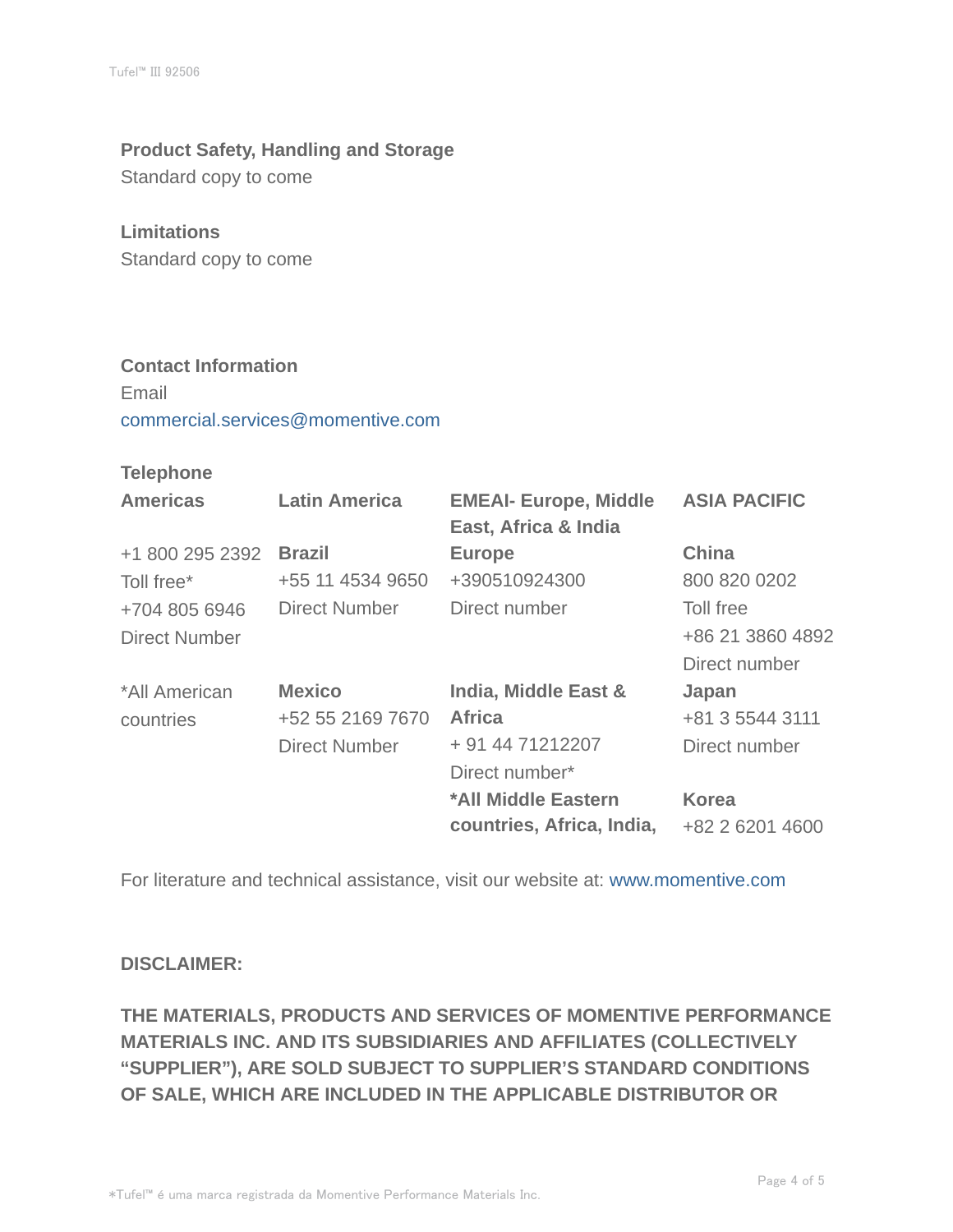## Product Safety, Handling and Storage

Standard copy to come

## Limitations

Standard copy to come

## Contact Information

Email

commercial.services@momentive.com

### Telephone

| Americas | Latin America | EMEAI- Europe, Middle East, Africa & India | ASIA PACIFIC |
|---|---|---|---|
| +1 800 295 2392 Toll free* +704 805 6946 Direct Number | **Brazil** +55 11 4534 9650 Direct Number | **Europe** +390510924300 Direct number | **China** 800 820 0202 Toll free +86 21 3860 4892 Direct number |
| *All American countries | **Mexico** +52 55 2169 7670 Direct Number | **India, Middle East & Africa** + 91 44 71212207 Direct number* | **Japan** +81 3 5544 3111 Direct number |
| | | ***All Middle Eastern countries, Africa, India,** | **Korea** +82 2 6201 4600 |

For literature and technical assistance, visit our website at: www.momentive.com

**DISCLAIMER:**

**THE MATERIALS, PRODUCTS AND SERVICES OF MOMENTIVE PERFORMANCE MATERIALS INC. AND ITS SUBSIDIARIES AND AFFILIATES (COLLECTIVELY "SUPPLIER"), ARE SOLD SUBJECT TO SUPPLIER'S STANDARD CONDITIONS OF SALE, WHICH ARE INCLUDED IN THE APPLICABLE DISTRIBUTOR OR**

*Tufel™ é uma marca registrada da Momentive Performance Materials Inc.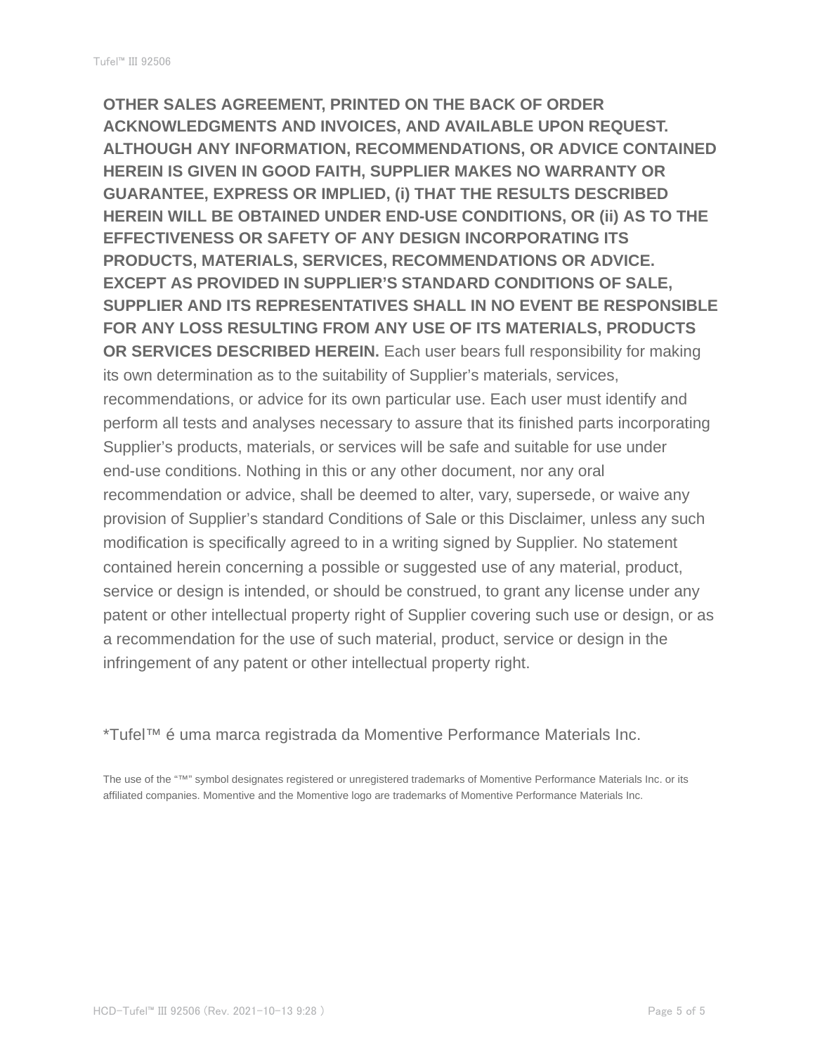**OTHER SALES AGREEMENT, PRINTED ON THE BACK OF ORDER ACKNOWLEDGMENTS AND INVOICES, AND AVAILABLE UPON REQUEST. ALTHOUGH ANY INFORMATION, RECOMMENDATIONS, OR ADVICE CONTAINED HEREIN IS GIVEN IN GOOD FAITH, SUPPLIER MAKES NO WARRANTY OR GUARANTEE, EXPRESS OR IMPLIED, (i) THAT THE RESULTS DESCRIBED HEREIN WILL BE OBTAINED UNDER END-USE CONDITIONS, OR (ii) AS TO THE EFFECTIVENESS OR SAFETY OF ANY DESIGN INCORPORATING ITS PRODUCTS, MATERIALS, SERVICES, RECOMMENDATIONS OR ADVICE. EXCEPT AS PROVIDED IN SUPPLIER'S STANDARD CONDITIONS OF SALE, SUPPLIER AND ITS REPRESENTATIVES SHALL IN NO EVENT BE RESPONSIBLE FOR ANY LOSS RESULTING FROM ANY USE OF ITS MATERIALS, PRODUCTS OR SERVICES DESCRIBED HEREIN.** Each user bears full responsibility for making its own determination as to the suitability of Supplier's materials, services, recommendations, or advice for its own particular use. Each user must identify and perform all tests and analyses necessary to assure that its finished parts incorporating Supplier's products, materials, or services will be safe and suitable for use under end-use conditions. Nothing in this or any other document, nor any oral recommendation or advice, shall be deemed to alter, vary, supersede, or waive any provision of Supplier's standard Conditions of Sale or this Disclaimer, unless any such modification is specifically agreed to in a writing signed by Supplier. No statement contained herein concerning a possible or suggested use of any material, product, service or design is intended, or should be construed, to grant any license under any patent or other intellectual property right of Supplier covering such use or design, or as a recommendation for the use of such material, product, service or design in the infringement of any patent or other intellectual property right.

*Tufel™ é uma marca registrada da Momentive Performance Materials Inc.

The use of the "™" symbol designates registered or unregistered trademarks of Momentive Performance Materials Inc. or its affiliated companies. Momentive and the Momentive logo are trademarks of Momentive Performance Materials Inc.